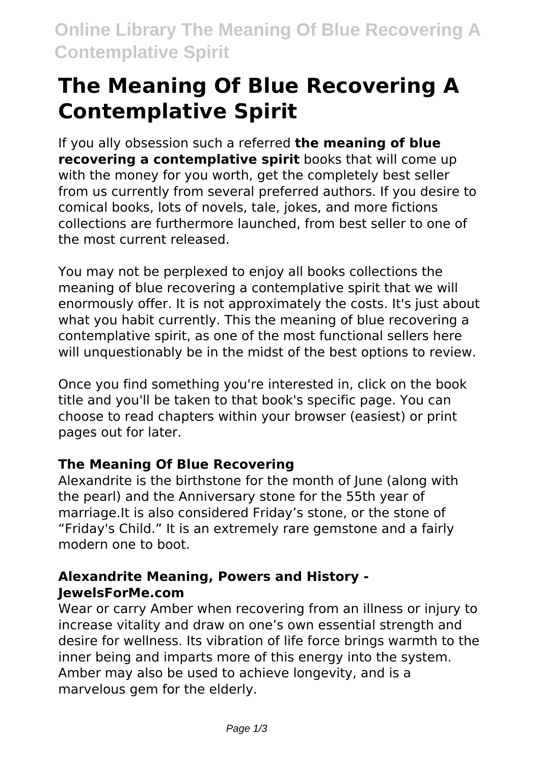# The Meaning Of Blue Recovering A Contemplative Spirit

If you ally obsession such a referred **the meaning of blue recovering a contemplative spirit** books that will come up with the money for you worth, get the completely best seller from us currently from several preferred authors. If you desire to comical books, lots of novels, tale, jokes, and more fictions collections are furthermore launched, from best seller to one of the most current released.

You may not be perplexed to enjoy all books collections the meaning of blue recovering a contemplative spirit that we will enormously offer. It is not approximately the costs. It's just about what you habit currently. This the meaning of blue recovering a contemplative spirit, as one of the most functional sellers here will unquestionably be in the midst of the best options to review.

Once you find something you're interested in, click on the book title and you'll be taken to that book's specific page. You can choose to read chapters within your browser (easiest) or print pages out for later.

### The Meaning Of Blue Recovering

Alexandrite is the birthstone for the month of June (along with the pearl) and the Anniversary stone for the 55th year of marriage.It is also considered Friday's stone, or the stone of "Friday's Child." It is an extremely rare gemstone and a fairly modern one to boot.

### Alexandrite Meaning, Powers and History - JewelsForMe.com

Wear or carry Amber when recovering from an illness or injury to increase vitality and draw on one's own essential strength and desire for wellness. Its vibration of life force brings warmth to the inner being and imparts more of this energy into the system. Amber may also be used to achieve longevity, and is a marvelous gem for the elderly.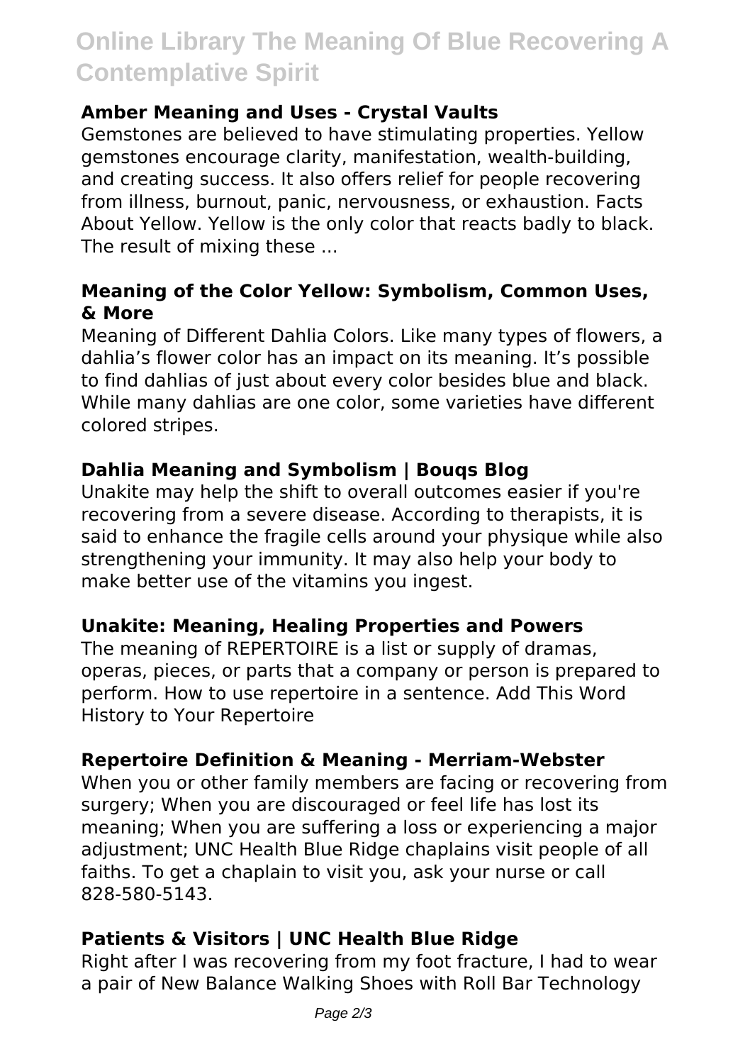### Amber Meaning and Uses - Crystal Vaults

Gemstones are believed to have stimulating properties. Yellow gemstones encourage clarity, manifestation, wealth-building, and creating success. It also offers relief for people recovering from illness, burnout, panic, nervousness, or exhaustion. Facts About Yellow. Yellow is the only color that reacts badly to black. The result of mixing these ...

### Meaning of the Color Yellow: Symbolism, Common Uses, & More

Meaning of Different Dahlia Colors. Like many types of flowers, a dahlia's flower color has an impact on its meaning. It's possible to find dahlias of just about every color besides blue and black. While many dahlias are one color, some varieties have different colored stripes.

### Dahlia Meaning and Symbolism | Bouqs Blog

Unakite may help the shift to overall outcomes easier if you're recovering from a severe disease. According to therapists, it is said to enhance the fragile cells around your physique while also strengthening your immunity. It may also help your body to make better use of the vitamins you ingest.

### Unakite: Meaning, Healing Properties and Powers

The meaning of REPERTOIRE is a list or supply of dramas, operas, pieces, or parts that a company or person is prepared to perform. How to use repertoire in a sentence. Add This Word History to Your Repertoire

### Repertoire Definition & Meaning - Merriam-Webster

When you or other family members are facing or recovering from surgery; When you are discouraged or feel life has lost its meaning; When you are suffering a loss or experiencing a major adjustment; UNC Health Blue Ridge chaplains visit people of all faiths. To get a chaplain to visit you, ask your nurse or call 828-580-5143.

### Patients & Visitors | UNC Health Blue Ridge

Right after I was recovering from my foot fracture, I had to wear a pair of New Balance Walking Shoes with Roll Bar Technology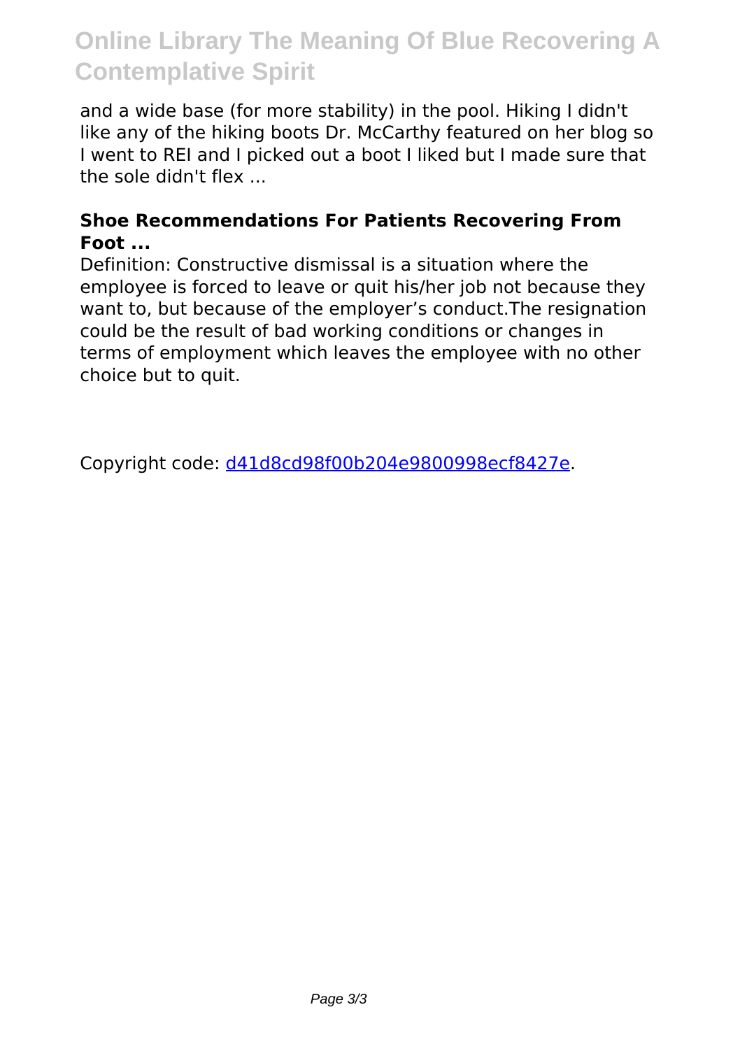and a wide base (for more stability) in the pool. Hiking I didn't like any of the hiking boots Dr. McCarthy featured on her blog so I went to REI and I picked out a boot I liked but I made sure that the sole didn't flex ...

**Shoe Recommendations For Patients Recovering From Foot ...**

Definition: Constructive dismissal is a situation where the employee is forced to leave or quit his/her job not because they want to, but because of the employer's conduct.The resignation could be the result of bad working conditions or changes in terms of employment which leaves the employee with no other choice but to quit.

Copyright code: d41d8cd98f00b204e9800998ecf8427e.